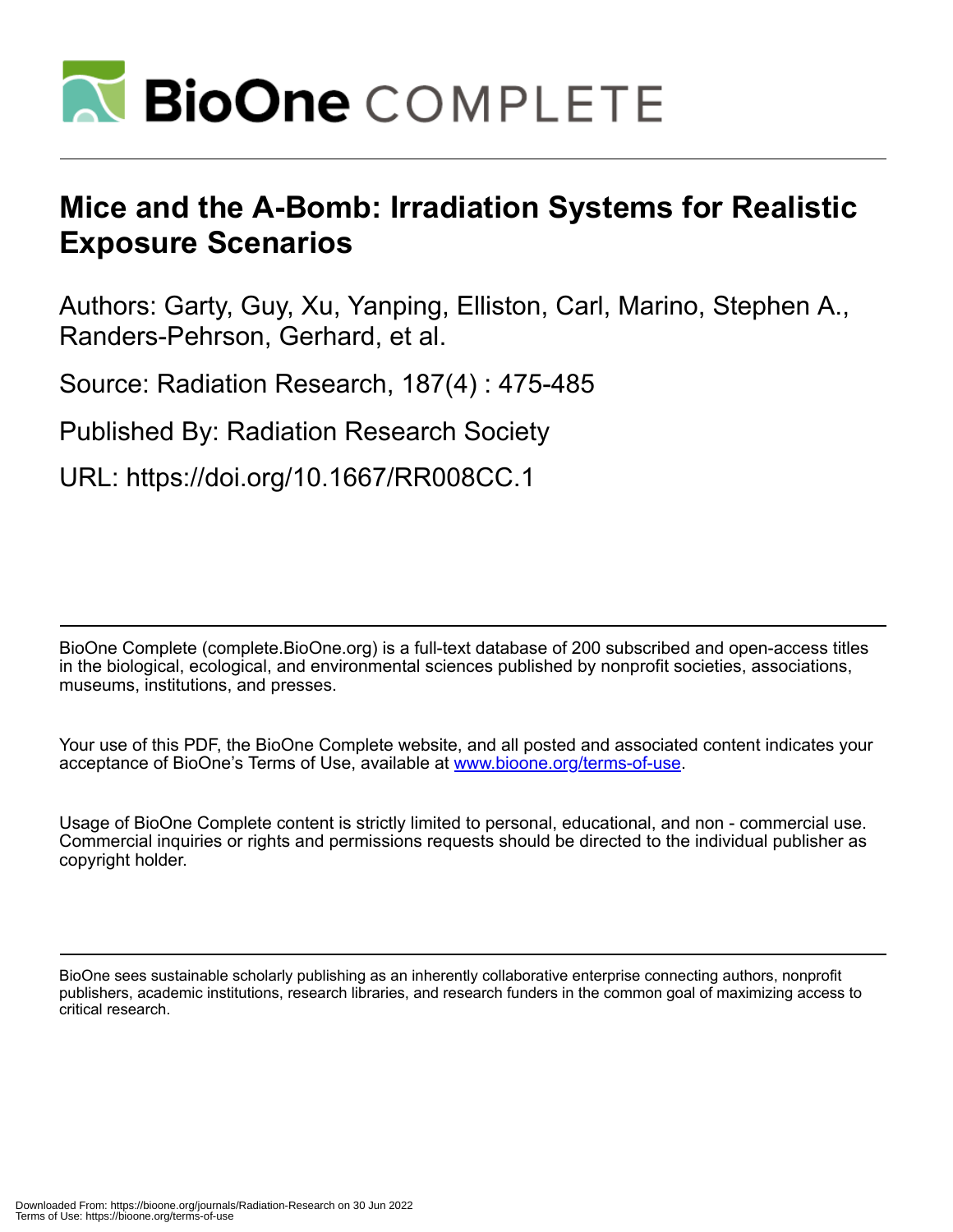# Mice and the A-Bomb: Irradiation Systems for Realistic Exposure Scenarios

Authors: Garty, Guy, Xu, Yanping, Elliston, Carl, Marino, Stephen A., Randers-Pehrson, Gerhard, et al.

Source: Radiation Research, 187(4) : 475-485

Published By: Radiation Research Society

URL: https://doi.org/10.1667/RR008CC.1

BioOne Complete (complete.BioOne.org) is a full-text database of 200 subscribed and open-access titles in the biological, ecological, and environmental sciences published by nonprofit societies, associations, museums, institutions, and presses.

Your use of this PDF, the BioOne Complete website, and all posted and associated content indicates your acceptance of BioOne's Terms of Use, available at www.bioone.org/terms-of-use.

Usage of BioOne Complete content is strictly limited to personal, educational, and non - commercial use. Commercial inquiries or rights and permissions requests should be directed to the individual publisher as copyright holder.

BioOne sees sustainable scholarly publishing as an inherently collaborative enterprise connecting authors, nonprofit publishers, academic institutions, research libraries, and research funders in the common goal of maximizing access to critical research.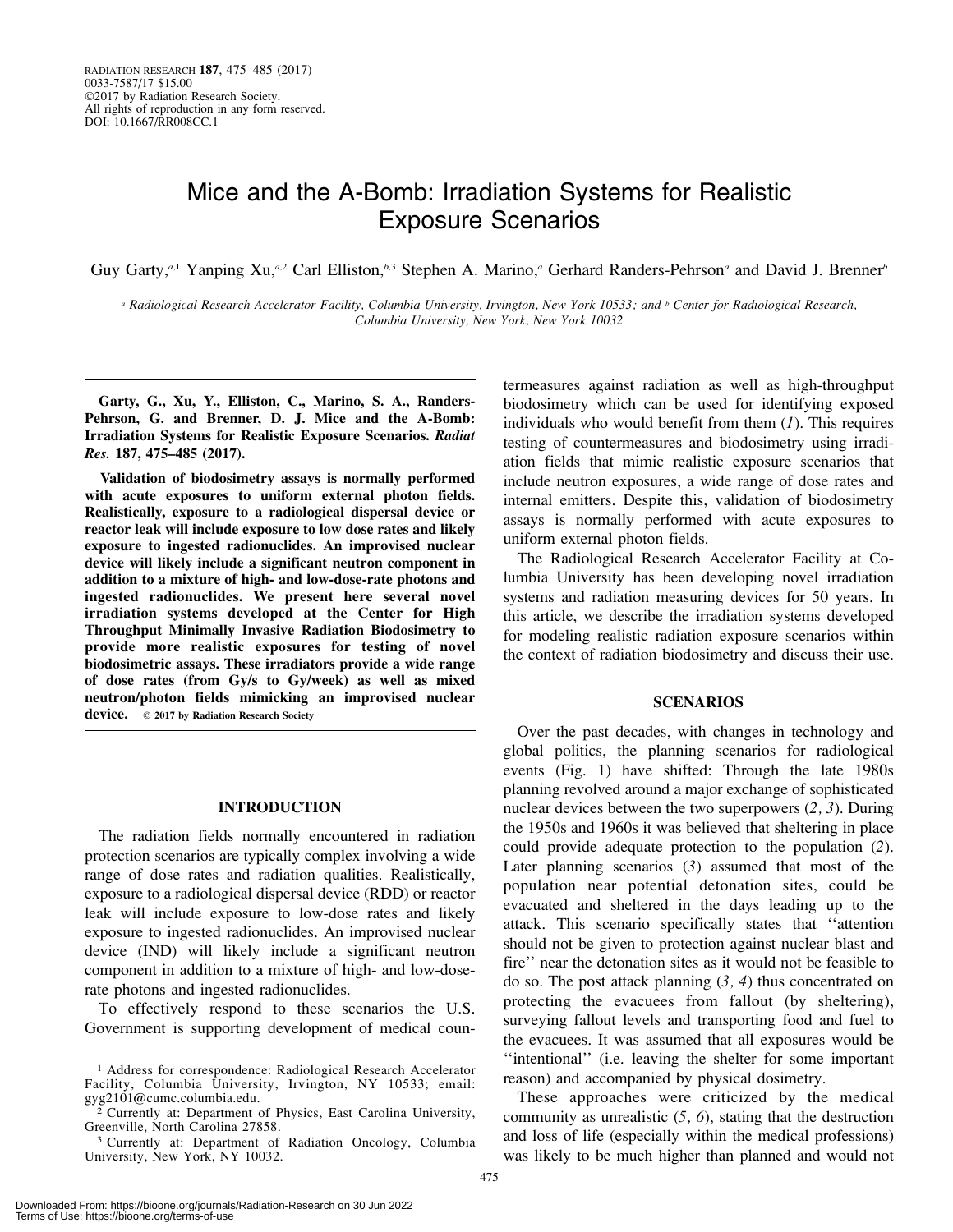# Mice and the A-Bomb: Irradiation Systems for Realistic Exposure Scenarios

Guy Garty,[a,1] Yanping Xu,[a,2] Carl Elliston,[b,3] Stephen A. Marino,[a] Gerhard Randers-Pehrson[a] and David J. Brenner[b]

[a] Radiological Research Accelerator Facility, Columbia University, Irvington, New York 10533; and [b] Center for Radiological Research, Columbia University, New York, New York 10032

**Garty, G., Xu, Y., Elliston, C., Marino, S. A., Randers-Pehrson, G. and Brenner, D. J. Mice and the A-Bomb: Irradiation Systems for Realistic Exposure Scenarios. *Radiat Res.* 187, 475–485 (2017).**

**Validation of biodosimetry assays is normally performed with acute exposures to uniform external photon fields. Realistically, exposure to a radiological dispersal device or reactor leak will include exposure to low dose rates and likely exposure to ingested radionuclides. An improvised nuclear device will likely include a significant neutron component in addition to a mixture of high- and low-dose-rate photons and ingested radionuclides. We present here several novel irradiation systems developed at the Center for High Throughput Minimally Invasive Radiation Biodosimetry to provide more realistic exposures for testing of novel biodosimetric assays. These irradiators provide a wide range of dose rates (from Gy/s to Gy/week) as well as mixed neutron/photon fields mimicking an improvised nuclear device.** © 2017 by Radiation Research Society

## INTRODUCTION

The radiation fields normally encountered in radiation protection scenarios are typically complex involving a wide range of dose rates and radiation qualities. Realistically, exposure to a radiological dispersal device (RDD) or reactor leak will include exposure to low-dose rates and likely exposure to ingested radionuclides. An improvised nuclear device (IND) will likely include a significant neutron component in addition to a mixture of high- and low-dose-rate photons and ingested radionuclides.

To effectively respond to these scenarios the U.S. Government is supporting development of medical countermeasures against radiation as well as high-throughput biodosimetry which can be used for identifying exposed individuals who would benefit from them (*1*). This requires testing of countermeasures and biodosimetry using irradiation fields that mimic realistic exposure scenarios that include neutron exposures, a wide range of dose rates and internal emitters. Despite this, validation of biodosimetry assays is normally performed with acute exposures to uniform external photon fields.

The Radiological Research Accelerator Facility at Columbia University has been developing novel irradiation systems and radiation measuring devices for 50 years. In this article, we describe the irradiation systems developed for modeling realistic radiation exposure scenarios within the context of radiation biodosimetry and discuss their use.

## SCENARIOS

Over the past decades, with changes in technology and global politics, the planning scenarios for radiological events (Fig. 1) have shifted: Through the late 1980s planning revolved around a major exchange of sophisticated nuclear devices between the two superpowers (*2, 3*). During the 1950s and 1960s it was believed that sheltering in place could provide adequate protection to the population (*2*). Later planning scenarios (*3*) assumed that most of the population near potential detonation sites, could be evacuated and sheltered in the days leading up to the attack. This scenario specifically states that ''attention should not be given to protection against nuclear blast and fire'' near the detonation sites as it would not be feasible to do so. The post attack planning (*3, 4*) thus concentrated on protecting the evacuees from fallout (by sheltering), surveying fallout levels and transporting food and fuel to the evacuees. It was assumed that all exposures would be ''intentional'' (i.e. leaving the shelter for some important reason) and accompanied by physical dosimetry.

These approaches were criticized by the medical community as unrealistic (*5, 6*), stating that the destruction and loss of life (especially within the medical professions) was likely to be much higher than planned and would not

[1] Address for correspondence: Radiological Research Accelerator Facility, Columbia University, Irvington, NY 10533; email: gyg2101@cumc.columbia.edu.

[2] Currently at: Department of Physics, East Carolina University, Greenville, North Carolina 27858.

[3] Currently at: Department of Radiation Oncology, Columbia University, New York, NY 10032.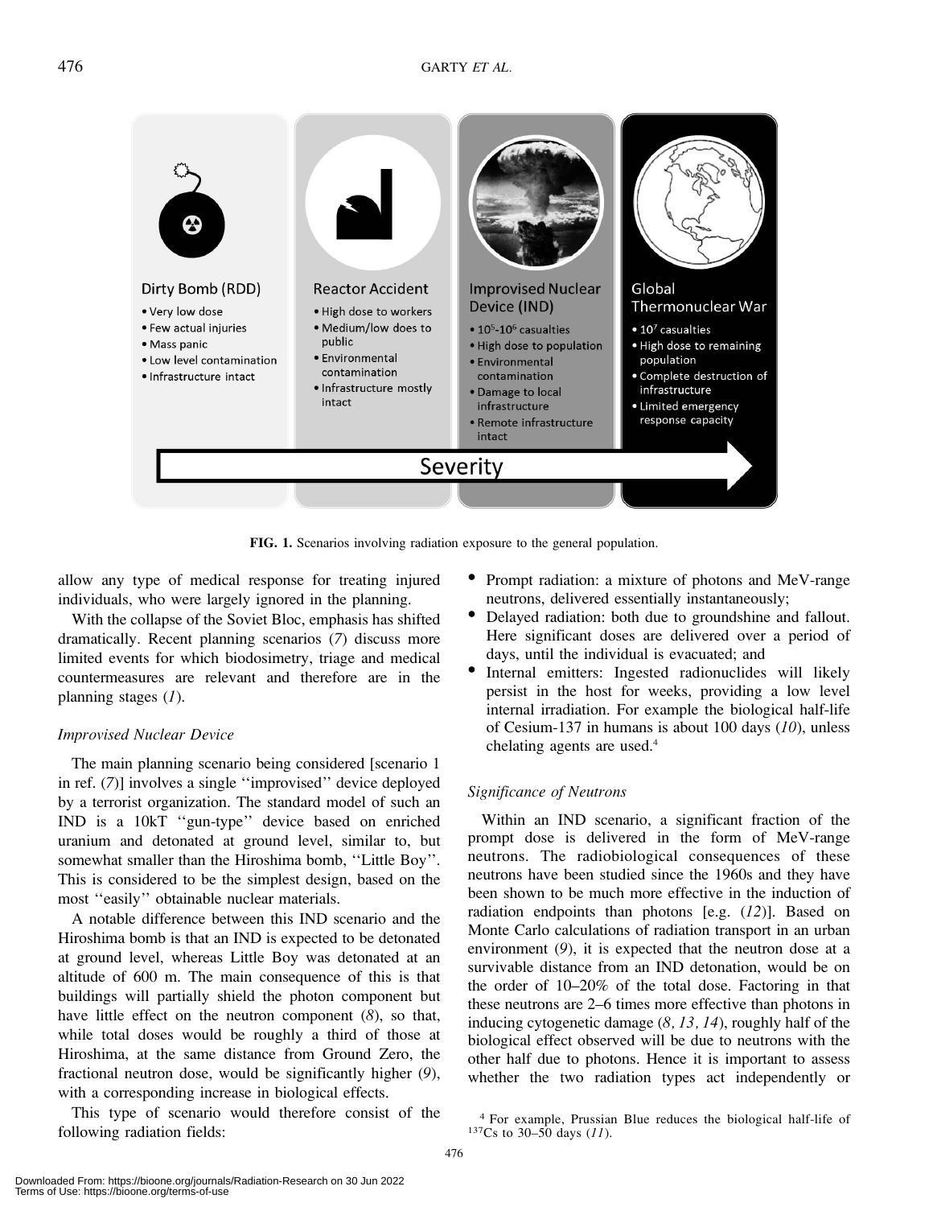Dirty Bomb (RDD)
- Very low dose
- Few actual injuries
- Mass panic
- Low level contamination
- Infrastructure intact

Reactor Accident
- High dose to workers
- Medium/low does to public
- Environmental contamination
- Infrastructure mostly intact

Improvised Nuclear Device (IND)
- $10^5$-$10^6$ casualties
- High dose to population
- Environmental contamination
- Damage to local infrastructure
- Remote infrastructure intact

Global Thermonuclear War
- $10^7$ casualties
- High dose to remaining population
- Complete destruction of infrastructure
- Limited emergency response capacity

Severity

**FIG. 1.** Scenarios involving radiation exposure to the general population.

allow any type of medical response for treating injured individuals, who were largely ignored in the planning.

With the collapse of the Soviet Bloc, emphasis has shifted dramatically. Recent planning scenarios (*7*) discuss more limited events for which biodosimetry, triage and medical countermeasures are relevant and therefore are in the planning stages (*1*).

### *Improvised Nuclear Device*

The main planning scenario being considered [scenario 1 in ref. (*7*)] involves a single ''improvised'' device deployed by a terrorist organization. The standard model of such an IND is a 10kT ''gun-type'' device based on enriched uranium and detonated at ground level, similar to, but somewhat smaller than the Hiroshima bomb, ''Little Boy''. This is considered to be the simplest design, based on the most ''easily'' obtainable nuclear materials.

A notable difference between this IND scenario and the Hiroshima bomb is that an IND is expected to be detonated at ground level, whereas Little Boy was detonated at an altitude of 600 m. The main consequence of this is that buildings will partially shield the photon component but have little effect on the neutron component (*8*), so that, while total doses would be roughly a third of those at Hiroshima, at the same distance from Ground Zero, the fractional neutron dose, would be significantly higher (*9*), with a corresponding increase in biological effects.

This type of scenario would therefore consist of the following radiation fields:

- Prompt radiation: a mixture of photons and MeV-range neutrons, delivered essentially instantaneously;
- Delayed radiation: both due to groundshine and fallout. Here significant doses are delivered over a period of days, until the individual is evacuated; and
- Internal emitters: Ingested radionuclides will likely persist in the host for weeks, providing a low level internal irradiation. For example the biological half-life of Cesium-137 in humans is about 100 days (*10*), unless chelating agents are used.[4]

### *Significance of Neutrons*

Within an IND scenario, a significant fraction of the prompt dose is delivered in the form of MeV-range neutrons. The radiobiological consequences of these neutrons have been studied since the 1960s and they have been shown to be much more effective in the induction of radiation endpoints than photons [e.g. (*12*)]. Based on Monte Carlo calculations of radiation transport in an urban environment (*9*), it is expected that the neutron dose at a survivable distance from an IND detonation, would be on the order of 10–20% of the total dose. Factoring in that these neutrons are 2–6 times more effective than photons in inducing cytogenetic damage (*8, 13, 14*), roughly half of the biological effect observed will be due to neutrons with the other half due to photons. Hence it is important to assess whether the two radiation types act independently or

[4] For example, Prussian Blue reduces the biological half-life of $^{137}$Cs to 30–50 days (*11*).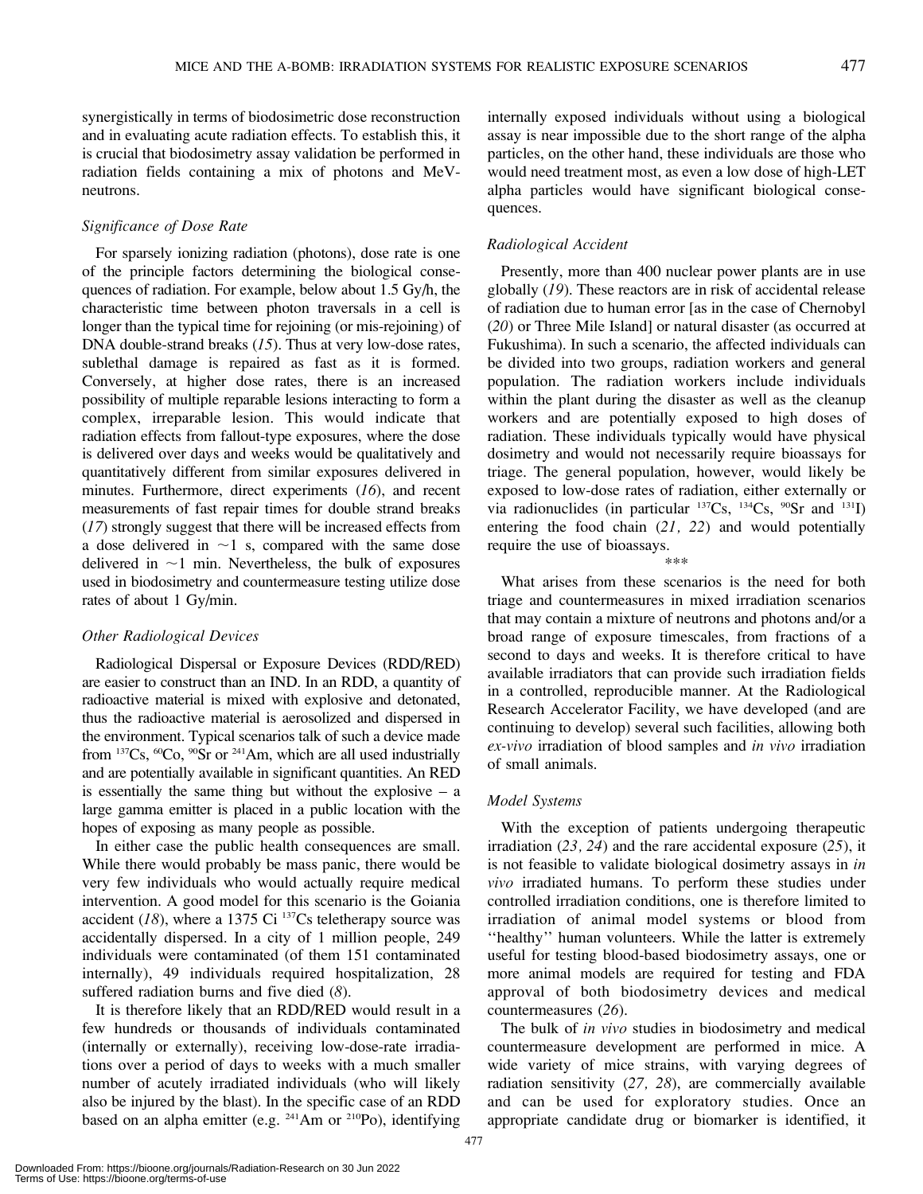synergistically in terms of biodosimetric dose reconstruction and in evaluating acute radiation effects. To establish this, it is crucial that biodosimetry assay validation be performed in radiation fields containing a mix of photons and MeV-neutrons.

### *Significance of Dose Rate*

For sparsely ionizing radiation (photons), dose rate is one of the principle factors determining the biological consequences of radiation. For example, below about 1.5 Gy/h, the characteristic time between photon traversals in a cell is longer than the typical time for rejoining (or mis-rejoining) of DNA double-strand breaks (*15*). Thus at very low-dose rates, sublethal damage is repaired as fast as it is formed. Conversely, at higher dose rates, there is an increased possibility of multiple reparable lesions interacting to form a complex, irreparable lesion. This would indicate that radiation effects from fallout-type exposures, where the dose is delivered over days and weeks would be qualitatively and quantitatively different from similar exposures delivered in minutes. Furthermore, direct experiments (*16*), and recent measurements of fast repair times for double strand breaks (*17*) strongly suggest that there will be increased effects from a dose delivered in ~1 s, compared with the same dose delivered in ~1 min. Nevertheless, the bulk of exposures used in biodosimetry and countermeasure testing utilize dose rates of about 1 Gy/min.

### *Other Radiological Devices*

Radiological Dispersal or Exposure Devices (RDD/RED) are easier to construct than an IND. In an RDD, a quantity of radioactive material is mixed with explosive and detonated, thus the radioactive material is aerosolized and dispersed in the environment. Typical scenarios talk of such a device made from $^{137}$Cs, $^{60}$Co, $^{90}$Sr or $^{241}$Am, which are all used industrially and are potentially available in significant quantities. An RED is essentially the same thing but without the explosive – a large gamma emitter is placed in a public location with the hopes of exposing as many people as possible.

In either case the public health consequences are small. While there would probably be mass panic, there would be very few individuals who would actually require medical intervention. A good model for this scenario is the Goiania accident (*18*), where a 1375 Ci $^{137}$Cs teletherapy source was accidentally dispersed. In a city of 1 million people, 249 individuals were contaminated (of them 151 contaminated internally), 49 individuals required hospitalization, 28 suffered radiation burns and five died (*8*).

It is therefore likely that an RDD/RED would result in a few hundreds or thousands of individuals contaminated (internally or externally), receiving low-dose-rate irradiations over a period of days to weeks with a much smaller number of acutely irradiated individuals (who will likely also be injured by the blast). In the specific case of an RDD based on an alpha emitter (e.g. $^{241}$Am or $^{210}$Po), identifying internally exposed individuals without using a biological assay is near impossible due to the short range of the alpha particles, on the other hand, these individuals are those who would need treatment most, as even a low dose of high-LET alpha particles would have significant biological consequences.

### *Radiological Accident*

Presently, more than 400 nuclear power plants are in use globally (*19*). These reactors are in risk of accidental release of radiation due to human error [as in the case of Chernobyl (*20*) or Three Mile Island] or natural disaster (as occurred at Fukushima). In such a scenario, the affected individuals can be divided into two groups, radiation workers and general population. The radiation workers include individuals within the plant during the disaster as well as the cleanup workers and are potentially exposed to high doses of radiation. These individuals typically would have physical dosimetry and would not necessarily require bioassays for triage. The general population, however, would likely be exposed to low-dose rates of radiation, either externally or via radionuclides (in particular $^{137}$Cs, $^{134}$Cs, $^{90}$Sr and $^{131}$I) entering the food chain (*21, 22*) and would potentially require the use of bioassays.

***

What arises from these scenarios is the need for both triage and countermeasures in mixed irradiation scenarios that may contain a mixture of neutrons and photons and/or a broad range of exposure timescales, from fractions of a second to days and weeks. It is therefore critical to have available irradiators that can provide such irradiation fields in a controlled, reproducible manner. At the Radiological Research Accelerator Facility, we have developed (and are continuing to develop) several such facilities, allowing both *ex-vivo* irradiation of blood samples and *in vivo* irradiation of small animals.

### *Model Systems*

With the exception of patients undergoing therapeutic irradiation (*23, 24*) and the rare accidental exposure (*25*), it is not feasible to validate biological dosimetry assays in *in vivo* irradiated humans. To perform these studies under controlled irradiation conditions, one is therefore limited to irradiation of animal model systems or blood from ''healthy'' human volunteers. While the latter is extremely useful for testing blood-based biodosimetry assays, one or more animal models are required for testing and FDA approval of both biodosimetry devices and medical countermeasures (*26*).

The bulk of *in vivo* studies in biodosimetry and medical countermeasure development are performed in mice. A wide variety of mice strains, with varying degrees of radiation sensitivity (*27, 28*), are commercially available and can be used for exploratory studies. Once an appropriate candidate drug or biomarker is identified, it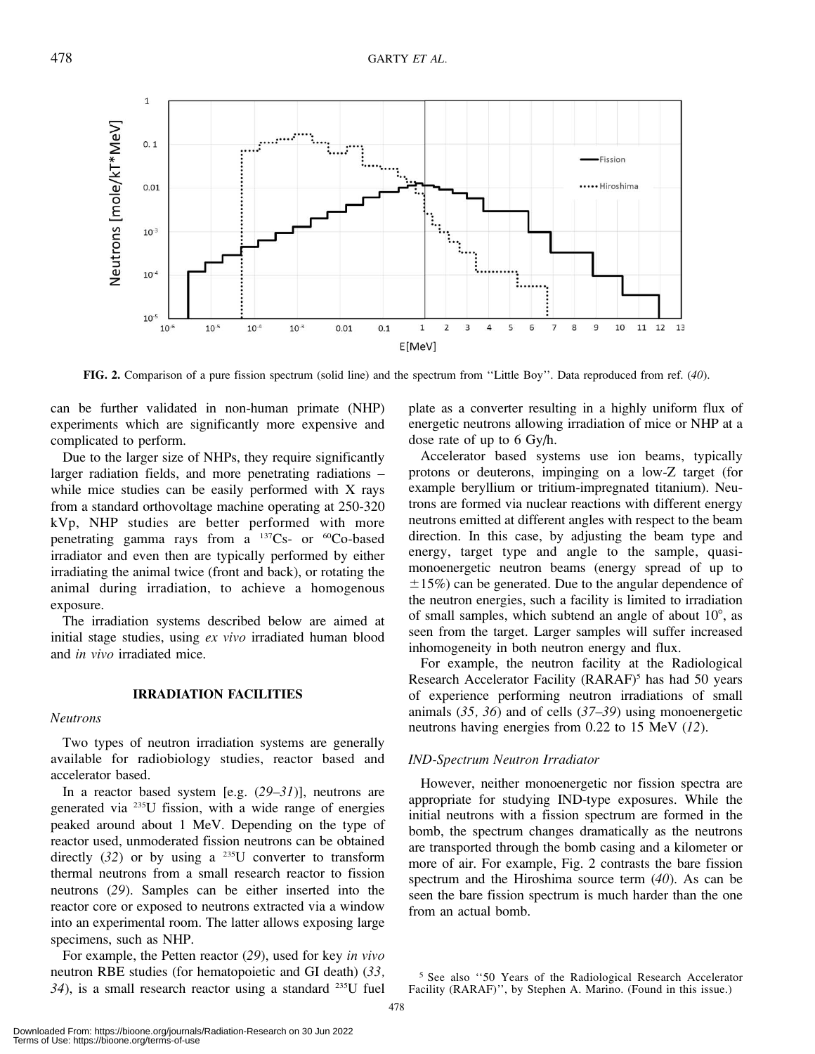**FIG. 2.** Comparison of a pure fission spectrum (solid line) and the spectrum from ''Little Boy''. Data reproduced from ref. (*40*).

can be further validated in non-human primate (NHP) experiments which are significantly more expensive and complicated to perform.

Due to the larger size of NHPs, they require significantly larger radiation fields, and more penetrating radiations – while mice studies can be easily performed with X rays from a standard orthovoltage machine operating at 250-320 kVp, NHP studies are better performed with more penetrating gamma rays from a $^{137}$Cs- or $^{60}$Co-based irradiator and even then are typically performed by either irradiating the animal twice (front and back), or rotating the animal during irradiation, to achieve a homogenous exposure.

The irradiation systems described below are aimed at initial stage studies, using *ex vivo* irradiated human blood and *in vivo* irradiated mice.

## IRRADIATION FACILITIES

### *Neutrons*

Two types of neutron irradiation systems are generally available for radiobiology studies, reactor based and accelerator based.

In a reactor based system [e.g. (*29–31*)], neutrons are generated via $^{235}$U fission, with a wide range of energies peaked around about 1 MeV. Depending on the type of reactor used, unmoderated fission neutrons can be obtained directly (*32*) or by using a $^{235}$U converter to transform thermal neutrons from a small research reactor to fission neutrons (*29*). Samples can be either inserted into the reactor core or exposed to neutrons extracted via a window into an experimental room. The latter allows exposing large specimens, such as NHP.

For example, the Petten reactor (*29*), used for key *in vivo* neutron RBE studies (for hematopoietic and GI death) (*33, 34*), is a small research reactor using a standard $^{235}$U fuel plate as a converter resulting in a highly uniform flux of energetic neutrons allowing irradiation of mice or NHP at a dose rate of up to 6 Gy/h.

Accelerator based systems use ion beams, typically protons or deuterons, impinging on a low-Z target (for example beryllium or tritium-impregnated titanium). Neutrons are formed via nuclear reactions with different energy neutrons emitted at different angles with respect to the beam direction. In this case, by adjusting the beam type and energy, target type and angle to the sample, quasi-monoenergetic neutron beams (energy spread of up to ±15%) can be generated. Due to the angular dependence of the neutron energies, such a facility is limited to irradiation of small samples, which subtend an angle of about 10°, as seen from the target. Larger samples will suffer increased inhomogeneity in both neutron energy and flux.

For example, the neutron facility at the Radiological Research Accelerator Facility (RARAF)[5] has had 50 years of experience performing neutron irradiations of small animals (*35, 36*) and of cells (*37–39*) using monoenergetic neutrons having energies from 0.22 to 15 MeV (*12*).

### *IND-Spectrum Neutron Irradiator*

However, neither monoenergetic nor fission spectra are appropriate for studying IND-type exposures. While the initial neutrons with a fission spectrum are formed in the bomb, the spectrum changes dramatically as the neutrons are transported through the bomb casing and a kilometer or more of air. For example, Fig. 2 contrasts the bare fission spectrum and the Hiroshima source term (*40*). As can be seen the bare fission spectrum is much harder than the one from an actual bomb.

[5] See also ''50 Years of the Radiological Research Accelerator Facility (RARAF)'', by Stephen A. Marino. (Found in this issue.)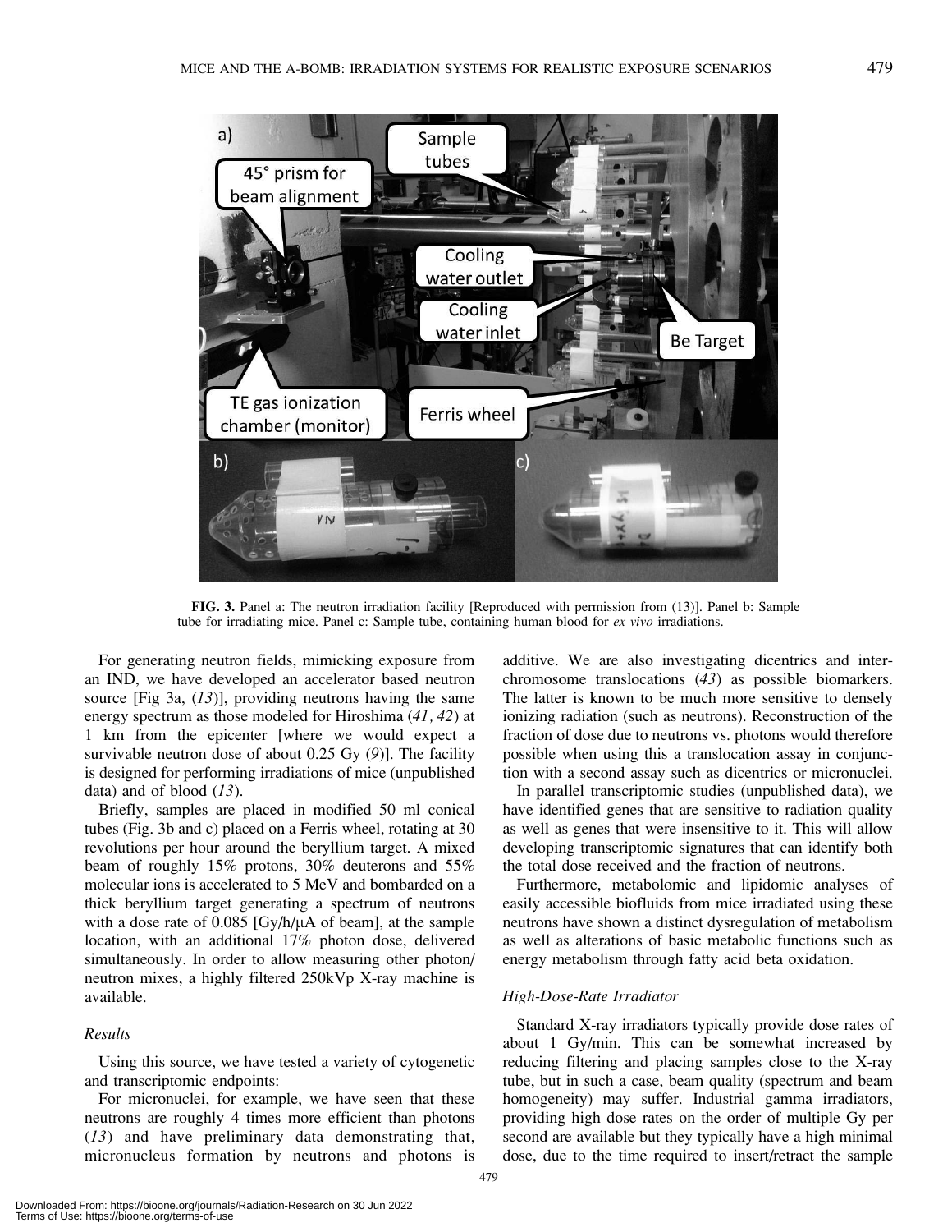**FIG. 3.** Panel a: The neutron irradiation facility [Reproduced with permission from (13)]. Panel b: Sample tube for irradiating mice. Panel c: Sample tube, containing human blood for *ex vivo* irradiations.

For generating neutron fields, mimicking exposure from an IND, we have developed an accelerator based neutron source [Fig 3a, (*13*)], providing neutrons having the same energy spectrum as those modeled for Hiroshima (*41, 42*) at 1 km from the epicenter [where we would expect a survivable neutron dose of about 0.25 Gy (*9*)]. The facility is designed for performing irradiations of mice (unpublished data) and of blood (*13*).

Briefly, samples are placed in modified 50 ml conical tubes (Fig. 3b and c) placed on a Ferris wheel, rotating at 30 revolutions per hour around the beryllium target. A mixed beam of roughly 15% protons, 30% deuterons and 55% molecular ions is accelerated to 5 MeV and bombarded on a thick beryllium target generating a spectrum of neutrons with a dose rate of 0.085 [Gy/h/μA of beam], at the sample location, with an additional 17% photon dose, delivered simultaneously. In order to allow measuring other photon/neutron mixes, a highly filtered 250kVp X-ray machine is available.

### *Results*

Using this source, we have tested a variety of cytogenetic and transcriptomic endpoints:

For micronuclei, for example, we have seen that these neutrons are roughly 4 times more efficient than photons (*13*) and have preliminary data demonstrating that, micronucleus formation by neutrons and photons is additive. We are also investigating dicentrics and inter-chromosome translocations (*43*) as possible biomarkers. The latter is known to be much more sensitive to densely ionizing radiation (such as neutrons). Reconstruction of the fraction of dose due to neutrons vs. photons would therefore possible when using this a translocation assay in conjunction with a second assay such as dicentrics or micronuclei.

In parallel transcriptomic studies (unpublished data), we have identified genes that are sensitive to radiation quality as well as genes that were insensitive to it. This will allow developing transcriptomic signatures that can identify both the total dose received and the fraction of neutrons.

Furthermore, metabolomic and lipidomic analyses of easily accessible biofluids from mice irradiated using these neutrons have shown a distinct dysregulation of metabolism as well as alterations of basic metabolic functions such as energy metabolism through fatty acid beta oxidation.

### *High-Dose-Rate Irradiator*

Standard X-ray irradiators typically provide dose rates of about 1 Gy/min. This can be somewhat increased by reducing filtering and placing samples close to the X-ray tube, but in such a case, beam quality (spectrum and beam homogeneity) may suffer. Industrial gamma irradiators, providing high dose rates on the order of multiple Gy per second are available but they typically have a high minimal dose, due to the time required to insert/retract the sample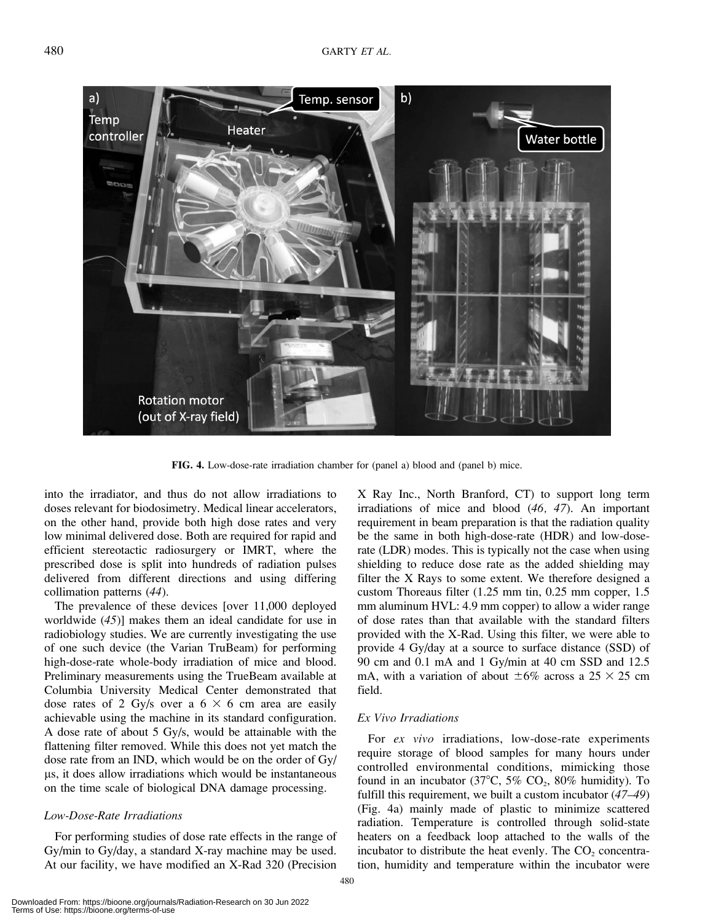**FIG. 4.** Low-dose-rate irradiation chamber for (panel a) blood and (panel b) mice.

into the irradiator, and thus do not allow irradiations to doses relevant for biodosimetry. Medical linear accelerators, on the other hand, provide both high dose rates and very low minimal delivered dose. Both are required for rapid and efficient stereotactic radiosurgery or IMRT, where the prescribed dose is split into hundreds of radiation pulses delivered from different directions and using differing collimation patterns (*44*).

The prevalence of these devices [over 11,000 deployed worldwide (*45*)] makes them an ideal candidate for use in radiobiology studies. We are currently investigating the use of one such device (the Varian TruBeam) for performing high-dose-rate whole-body irradiation of mice and blood. Preliminary measurements using the TrueBeam available at Columbia University Medical Center demonstrated that dose rates of 2 Gy/s over a 6 × 6 cm area are easily achievable using the machine in its standard configuration. A dose rate of about 5 Gy/s, would be attainable with the flattening filter removed. While this does not yet match the dose rate from an IND, which would be on the order of Gy/μs, it does allow irradiations which would be instantaneous on the time scale of biological DNA damage processing.

### *Low-Dose-Rate Irradiations*

For performing studies of dose rate effects in the range of Gy/min to Gy/day, a standard X-ray machine may be used. At our facility, we have modified an X-Rad 320 (Precision X Ray Inc., North Branford, CT) to support long term irradiations of mice and blood (*46, 47*). An important requirement in beam preparation is that the radiation quality be the same in both high-dose-rate (HDR) and low-dose-rate (LDR) modes. This is typically not the case when using shielding to reduce dose rate as the added shielding may filter the X Rays to some extent. We therefore designed a custom Thoreaus filter (1.25 mm tin, 0.25 mm copper, 1.5 mm aluminum HVL: 4.9 mm copper) to allow a wider range of dose rates than that available with the standard filters provided with the X-Rad. Using this filter, we were able to provide 4 Gy/day at a source to surface distance (SSD) of 90 cm and 0.1 mA and 1 Gy/min at 40 cm SSD and 12.5 mA, with a variation of about ±6% across a 25 × 25 cm field.

### *Ex Vivo Irradiations*

For *ex vivo* irradiations, low-dose-rate experiments require storage of blood samples for many hours under controlled environmental conditions, mimicking those found in an incubator (37°C, 5% $CO_2$, 80% humidity). To fulfill this requirement, we built a custom incubator (*47–49*) (Fig. 4a) mainly made of plastic to minimize scattered radiation. Temperature is controlled through solid-state heaters on a feedback loop attached to the walls of the incubator to distribute the heat evenly. The $CO_2$ concentration, humidity and temperature within the incubator were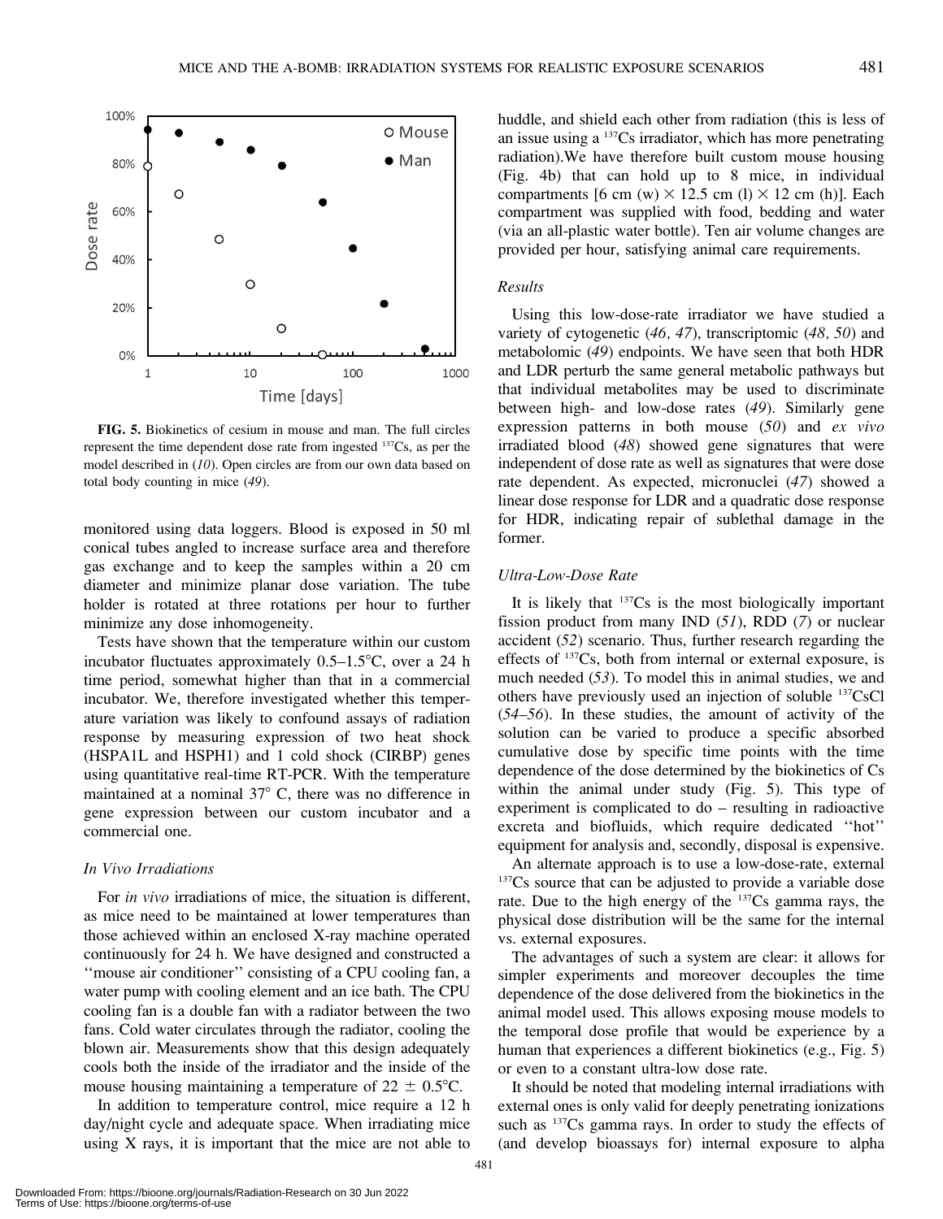FIG. 5. Biokinetics of cesium in mouse and man. The full circles represent the time dependent dose rate from ingested $^{137}$Cs, as per the model described in (*10*). Open circles are from our own data based on total body counting in mice (*49*).

monitored using data loggers. Blood is exposed in 50 ml conical tubes angled to increase surface area and therefore gas exchange and to keep the samples within a 20 cm diameter and minimize planar dose variation. The tube holder is rotated at three rotations per hour to further minimize any dose inhomogeneity.

Tests have shown that the temperature within our custom incubator fluctuates approximately 0.5–1.5°C, over a 24 h time period, somewhat higher than that in a commercial incubator. We, therefore investigated whether this temperature variation was likely to confound assays of radiation response by measuring expression of two heat shock (HSPA1L and HSPH1) and 1 cold shock (CIRBP) genes using quantitative real-time RT-PCR. With the temperature maintained at a nominal 37° C, there was no difference in gene expression between our custom incubator and a commercial one.

### *In Vivo Irradiations*

For *in vivo* irradiations of mice, the situation is different, as mice need to be maintained at lower temperatures than those achieved within an enclosed X-ray machine operated continuously for 24 h. We have designed and constructed a ''mouse air conditioner'' consisting of a CPU cooling fan, a water pump with cooling element and an ice bath. The CPU cooling fan is a double fan with a radiator between the two fans. Cold water circulates through the radiator, cooling the blown air. Measurements show that this design adequately cools both the inside of the irradiator and the inside of the mouse housing maintaining a temperature of 22 ± 0.5°C.

In addition to temperature control, mice require a 12 h day/night cycle and adequate space. When irradiating mice using X rays, it is important that the mice are not able to huddle, and shield each other from radiation (this is less of an issue using a $^{137}$Cs irradiator, which has more penetrating radiation).We have therefore built custom mouse housing (Fig. 4b) that can hold up to 8 mice, in individual compartments [6 cm (w) × 12.5 cm (l) × 12 cm (h)]. Each compartment was supplied with food, bedding and water (via an all-plastic water bottle). Ten air volume changes are provided per hour, satisfying animal care requirements.

### *Results*

Using this low-dose-rate irradiator we have studied a variety of cytogenetic (*46, 47*), transcriptomic (*48, 50*) and metabolomic (*49*) endpoints. We have seen that both HDR and LDR perturb the same general metabolic pathways but that individual metabolites may be used to discriminate between high- and low-dose rates (*49*). Similarly gene expression patterns in both mouse (*50*) and *ex vivo* irradiated blood (*48*) showed gene signatures that were independent of dose rate as well as signatures that were dose rate dependent. As expected, micronuclei (*47*) showed a linear dose response for LDR and a quadratic dose response for HDR, indicating repair of sublethal damage in the former.

### *Ultra-Low-Dose Rate*

It is likely that $^{137}$Cs is the most biologically important fission product from many IND (*51*), RDD (*7*) or nuclear accident (*52*) scenario. Thus, further research regarding the effects of $^{137}$Cs, both from internal or external exposure, is much needed (*53*). To model this in animal studies, we and others have previously used an injection of soluble $^{137}$CsCl (*54–56*). In these studies, the amount of activity of the solution can be varied to produce a specific absorbed cumulative dose by specific time points with the time dependence of the dose determined by the biokinetics of Cs within the animal under study (Fig. 5). This type of experiment is complicated to do – resulting in radioactive excreta and biofluids, which require dedicated ''hot'' equipment for analysis and, secondly, disposal is expensive.

An alternate approach is to use a low-dose-rate, external $^{137}$Cs source that can be adjusted to provide a variable dose rate. Due to the high energy of the $^{137}$Cs gamma rays, the physical dose distribution will be the same for the internal vs. external exposures.

The advantages of such a system are clear: it allows for simpler experiments and moreover decouples the time dependence of the dose delivered from the biokinetics in the animal model used. This allows exposing mouse models to the temporal dose profile that would be experience by a human that experiences a different biokinetics (e.g., Fig. 5) or even to a constant ultra-low dose rate.

It should be noted that modeling internal irradiations with external ones is only valid for deeply penetrating ionizations such as $^{137}$Cs gamma rays. In order to study the effects of (and develop bioassays for) internal exposure to alpha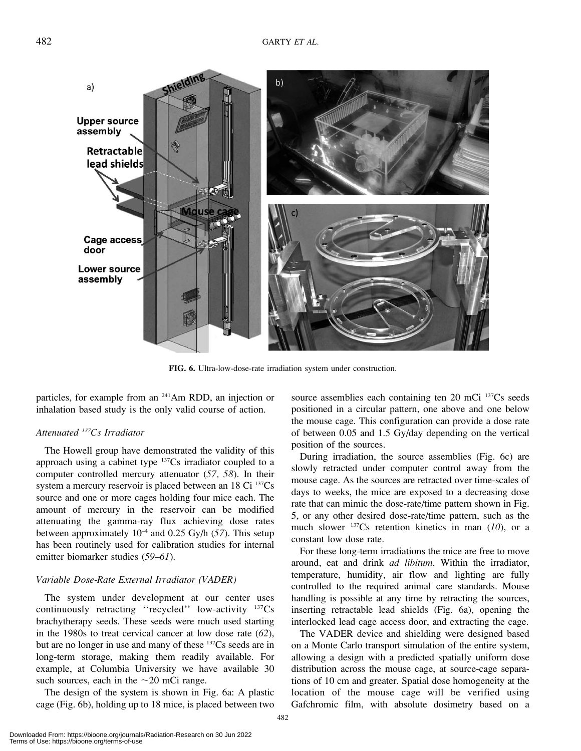FIG. 6. Ultra-low-dose-rate irradiation system under construction.

particles, for example from an $^{241}$Am RDD, an injection or inhalation based study is the only valid course of action.

### *Attenuated $^{137}$Cs Irradiator*

The Howell group have demonstrated the validity of this approach using a cabinet type $^{137}$Cs irradiator coupled to a computer controlled mercury attenuator (*57, 58*). In their system a mercury reservoir is placed between an 18 Ci $^{137}$Cs source and one or more cages holding four mice each. The amount of mercury in the reservoir can be modified attenuating the gamma-ray flux achieving dose rates between approximately $10^{-4}$ and 0.25 Gy/h (*57*). This setup has been routinely used for calibration studies for internal emitter biomarker studies (*59–61*).

### *Variable Dose-Rate External Irradiator (VADER)*

The system under development at our center uses continuously retracting ''recycled'' low-activity $^{137}$Cs brachytherapy seeds. These seeds were much used starting in the 1980s to treat cervical cancer at low dose rate (*62*), but are no longer in use and many of these $^{137}$Cs seeds are in long-term storage, making them readily available. For example, at Columbia University we have available 30 such sources, each in the ~20 mCi range.

The design of the system is shown in Fig. 6a: A plastic cage (Fig. 6b), holding up to 18 mice, is placed between two source assemblies each containing ten 20 mCi $^{137}$Cs seeds positioned in a circular pattern, one above and one below the mouse cage. This configuration can provide a dose rate of between 0.05 and 1.5 Gy/day depending on the vertical position of the sources.

During irradiation, the source assemblies (Fig. 6c) are slowly retracted under computer control away from the mouse cage. As the sources are retracted over time-scales of days to weeks, the mice are exposed to a decreasing dose rate that can mimic the dose-rate/time pattern shown in Fig. 5, or any other desired dose-rate/time pattern, such as the much slower $^{137}$Cs retention kinetics in man (*10*), or a constant low dose rate.

For these long-term irradiations the mice are free to move around, eat and drink *ad libitum*. Within the irradiator, temperature, humidity, air flow and lighting are fully controlled to the required animal care standards. Mouse handling is possible at any time by retracting the sources, inserting retractable lead shields (Fig. 6a), opening the interlocked lead cage access door, and extracting the cage.

The VADER device and shielding were designed based on a Monte Carlo transport simulation of the entire system, allowing a design with a predicted spatially uniform dose distribution across the mouse cage, at source-cage separations of 10 cm and greater. Spatial dose homogeneity at the location of the mouse cage will be verified using Gafchromic film, with absolute dosimetry based on a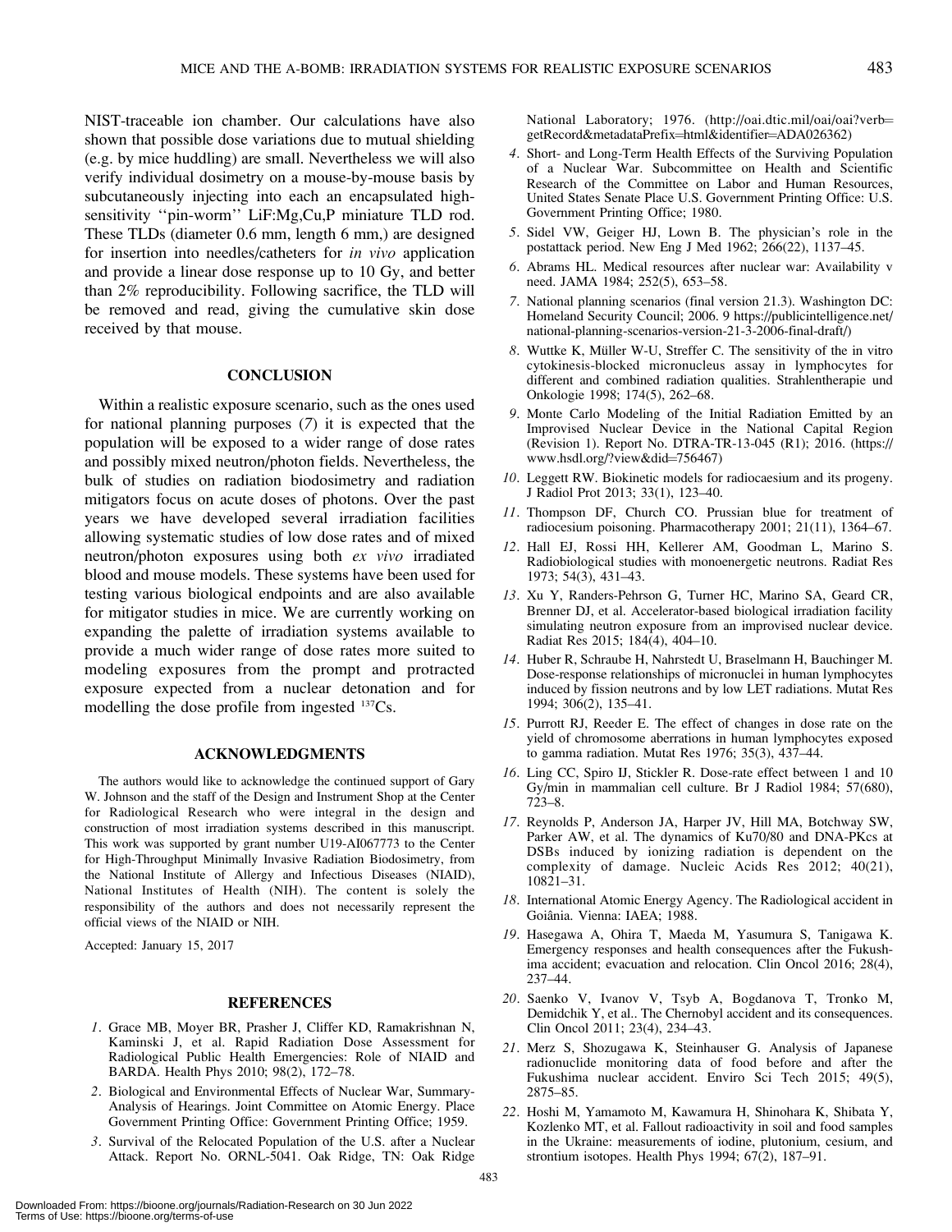NIST-traceable ion chamber. Our calculations have also shown that possible dose variations due to mutual shielding (e.g. by mice huddling) are small. Nevertheless we will also verify individual dosimetry on a mouse-by-mouse basis by subcutaneously injecting into each an encapsulated high-sensitivity ''pin-worm'' LiF:Mg,Cu,P miniature TLD rod. These TLDs (diameter 0.6 mm, length 6 mm,) are designed for insertion into needles/catheters for *in vivo* application and provide a linear dose response up to 10 Gy, and better than 2% reproducibility. Following sacrifice, the TLD will be removed and read, giving the cumulative skin dose received by that mouse.

## CONCLUSION

Within a realistic exposure scenario, such as the ones used for national planning purposes (*7*) it is expected that the population will be exposed to a wider range of dose rates and possibly mixed neutron/photon fields. Nevertheless, the bulk of studies on radiation biodosimetry and radiation mitigators focus on acute doses of photons. Over the past years we have developed several irradiation facilities allowing systematic studies of low dose rates and of mixed neutron/photon exposures using both *ex vivo* irradiated blood and mouse models. These systems have been used for testing various biological endpoints and are also available for mitigator studies in mice. We are currently working on expanding the palette of irradiation systems available to provide a much wider range of dose rates more suited to modeling exposures from the prompt and protracted exposure expected from a nuclear detonation and for modelling the dose profile from ingested $^{137}Cs$.

## ACKNOWLEDGMENTS

The authors would like to acknowledge the continued support of Gary W. Johnson and the staff of the Design and Instrument Shop at the Center for Radiological Research who were integral in the design and construction of most irradiation systems described in this manuscript. This work was supported by grant number U19-AI067773 to the Center for High-Throughput Minimally Invasive Radiation Biodosimetry, from the National Institute of Allergy and Infectious Diseases (NIAID), National Institutes of Health (NIH). The content is solely the responsibility of the authors and does not necessarily represent the official views of the NIAID or NIH.

Accepted: January 15, 2017

## REFERENCES

1. Grace MB, Moyer BR, Prasher J, Cliffer KD, Ramakrishnan N, Kaminski J, et al. Rapid Radiation Dose Assessment for Radiological Public Health Emergencies: Role of NIAID and BARDA. Health Phys 2010; 98(2), 172–78.
2. Biological and Environmental Effects of Nuclear War, Summary-Analysis of Hearings. Joint Committee on Atomic Energy. Place Government Printing Office: Government Printing Office; 1959.
3. Survival of the Relocated Population of the U.S. after a Nuclear Attack. Report No. ORNL-5041. Oak Ridge, TN: Oak Ridge National Laboratory; 1976. (http://oai.dtic.mil/oai/oai?verb=getRecord&metadataPrefix=html&identifier=ADA026362)
4. Short- and Long-Term Health Effects of the Surviving Population of a Nuclear War. Subcommittee on Health and Scientific Research of the Committee on Labor and Human Resources, United States Senate Place U.S. Government Printing Office: U.S. Government Printing Office; 1980.
5. Sidel VW, Geiger HJ, Lown B. The physician's role in the postattack period. New Eng J Med 1962; 266(22), 1137–45.
6. Abrams HL. Medical resources after nuclear war: Availability v need. JAMA 1984; 252(5), 653–58.
7. National planning scenarios (final version 21.3). Washington DC: Homeland Security Council; 2006. 9 https://publicintelligence.net/national-planning-scenarios-version-21-3-2006-final-draft/)
8. Wuttke K, Müller W-U, Streffer C. The sensitivity of the in vitro cytokinesis-blocked micronucleus assay in lymphocytes for different and combined radiation qualities. Strahlentherapie und Onkologie 1998; 174(5), 262–68.
9. Monte Carlo Modeling of the Initial Radiation Emitted by an Improvised Nuclear Device in the National Capital Region (Revision 1). Report No. DTRA-TR-13-045 (R1); 2016. (https://www.hsdl.org/?view&did=756467)
10. Leggett RW. Biokinetic models for radiocaesium and its progeny. J Radiol Prot 2013; 33(1), 123–40.
11. Thompson DF, Church CO. Prussian blue for treatment of radiocesium poisoning. Pharmacotherapy 2001; 21(11), 1364–67.
12. Hall EJ, Rossi HH, Kellerer AM, Goodman L, Marino S. Radiobiological studies with monoenergetic neutrons. Radiat Res 1973; 54(3), 431–43.
13. Xu Y, Randers-Pehrson G, Turner HC, Marino SA, Geard CR, Brenner DJ, et al. Accelerator-based biological irradiation facility simulating neutron exposure from an improvised nuclear device. Radiat Res 2015; 184(4), 404–10.
14. Huber R, Schraube H, Nahrstedt U, Braselmann H, Bauchinger M. Dose-response relationships of micronuclei in human lymphocytes induced by fission neutrons and by low LET radiations. Mutat Res 1994; 306(2), 135–41.
15. Purrott RJ, Reeder E. The effect of changes in dose rate on the yield of chromosome aberrations in human lymphocytes exposed to gamma radiation. Mutat Res 1976; 35(3), 437–44.
16. Ling CC, Spiro IJ, Stickler R. Dose-rate effect between 1 and 10 Gy/min in mammalian cell culture. Br J Radiol 1984; 57(680), 723–8.
17. Reynolds P, Anderson JA, Harper JV, Hill MA, Botchway SW, Parker AW, et al. The dynamics of Ku70/80 and DNA-PKcs at DSBs induced by ionizing radiation is dependent on the complexity of damage. Nucleic Acids Res 2012; 40(21), 10821–31.
18. International Atomic Energy Agency. The Radiological accident in Goiânia. Vienna: IAEA; 1988.
19. Hasegawa A, Ohira T, Maeda M, Yasumura S, Tanigawa K. Emergency responses and health consequences after the Fukushima accident; evacuation and relocation. Clin Oncol 2016; 28(4), 237–44.
20. Saenko V, Ivanov V, Tsyb A, Bogdanova T, Tronko M, Demidchik Y, et al.. The Chernobyl accident and its consequences. Clin Oncol 2011; 23(4), 234–43.
21. Merz S, Shozugawa K, Steinhauser G. Analysis of Japanese radionuclide monitoring data of food before and after the Fukushima nuclear accident. Enviro Sci Tech 2015; 49(5), 2875–85.
22. Hoshi M, Yamamoto M, Kawamura H, Shinohara K, Shibata Y, Kozlenko MT, et al. Fallout radioactivity in soil and food samples in the Ukraine: measurements of iodine, plutonium, cesium, and strontium isotopes. Health Phys 1994; 67(2), 187–91.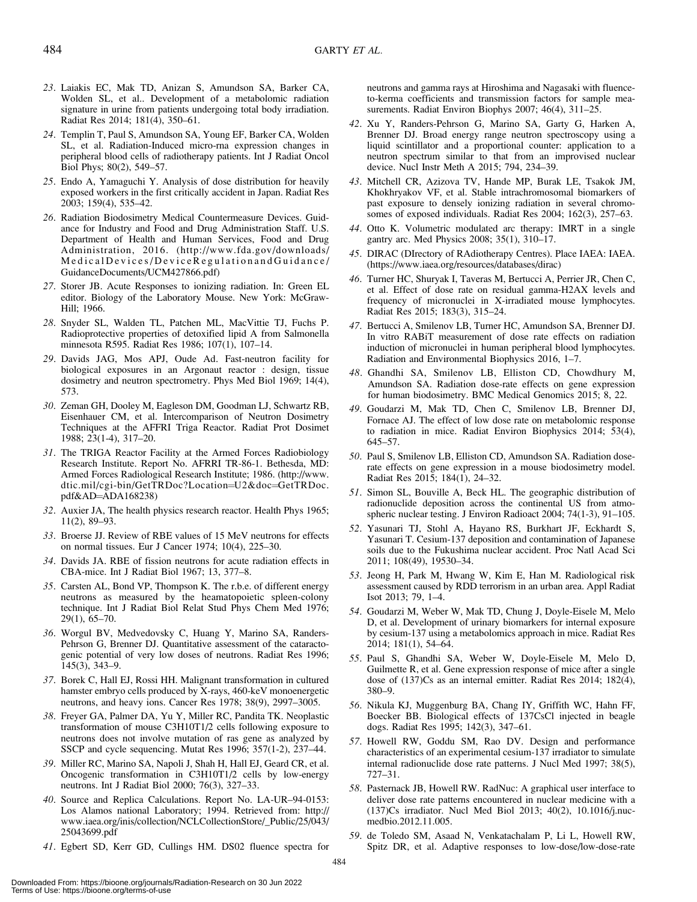23. Laiakis EC, Mak TD, Anizan S, Amundson SA, Barker CA, Wolden SL, et al.. Development of a metabolomic radiation signature in urine from patients undergoing total body irradiation. Radiat Res 2014; 181(4), 350–61.

24. Templin T, Paul S, Amundson SA, Young EF, Barker CA, Wolden SL, et al. Radiation-Induced micro-rna expression changes in peripheral blood cells of radiotherapy patients. Int J Radiat Oncol Biol Phys; 80(2), 549–57.

25. Endo A, Yamaguchi Y. Analysis of dose distribution for heavily exposed workers in the first critically accident in Japan. Radiat Res 2003; 159(4), 535–42.

26. Radiation Biodosimetry Medical Countermeasure Devices. Guidance for Industry and Food and Drug Administration Staff. U.S. Department of Health and Human Services, Food and Drug Administration, 2016. (http://www.fda.gov/downloads/MedicalDevices/DeviceRegulationandGuidance/GuidanceDocuments/UCM427866.pdf)

27. Storer JB. Acute Responses to ionizing radiation. In: Green EL editor. Biology of the Laboratory Mouse. New York: McGraw-Hill; 1966.

28. Snyder SL, Walden TL, Patchen ML, MacVittie TJ, Fuchs P. Radioprotective properties of detoxified lipid A from Salmonella minnesota R595. Radiat Res 1986; 107(1), 107–14.

29. Davids JAG, Mos APJ, Oude Ad. Fast-neutron facility for biological exposures in an Argonaut reactor : design, tissue dosimetry and neutron spectrometry. Phys Med Biol 1969; 14(4), 573.

30. Zeman GH, Dooley M, Eagleson DM, Goodman LJ, Schwartz RB, Eisenhauer CM, et al. Intercomparison of Neutron Dosimetry Techniques at the AFFRI Triga Reactor. Radiat Prot Dosimet 1988; 23(1-4), 317–20.

31. The TRIGA Reactor Facility at the Armed Forces Radiobiology Research Institute. Report No. AFRRI TR-86-1. Bethesda, MD: Armed Forces Radiological Research Institute; 1986. (http://www.dtic.mil/cgi-bin/GetTRDoc?Location=U2&doc=GetTRDoc.pdf&AD=ADA168238)

32. Auxier JA, The health physics research reactor. Health Phys 1965; 11(2), 89–93.

33. Broerse JJ. Review of RBE values of 15 MeV neutrons for effects on normal tissues. Eur J Cancer 1974; 10(4), 225–30.

34. Davids JA. RBE of fission neutrons for acute radiation effects in CBA-mice. Int J Radiat Biol 1967; 13, 377–8.

35. Carsten AL, Bond VP, Thompson K. The r.b.e. of different energy neutrons as measured by the heamatopoietic spleen-colony technique. Int J Radiat Biol Relat Stud Phys Chem Med 1976; 29(1), 65–70.

36. Worgul BV, Medvedovsky C, Huang Y, Marino SA, Randers-Pehrson G, Brenner DJ. Quantitative assessment of the cataractogenic potential of very low doses of neutrons. Radiat Res 1996; 145(3), 343–9.

37. Borek C, Hall EJ, Rossi HH. Malignant transformation in cultured hamster embryo cells produced by X-rays, 460-keV monoenergetic neutrons, and heavy ions. Cancer Res 1978; 38(9), 2997–3005.

38. Freyer GA, Palmer DA, Yu Y, Miller RC, Pandita TK. Neoplastic transformation of mouse C3H10T1/2 cells following exposure to neutrons does not involve mutation of ras gene as analyzed by SSCP and cycle sequencing. Mutat Res 1996; 357(1-2), 237–44.

39. Miller RC, Marino SA, Napoli J, Shah H, Hall EJ, Geard CR, et al. Oncogenic transformation in C3H10T1/2 cells by low-energy neutrons. Int J Radiat Biol 2000; 76(3), 327–33.

40. Source and Replica Calculations. Report No. LA-UR–94-0153: Los Alamos national Laboratory; 1994. Retrieved from: http://www.iaea.org/inis/collection/NCLCollectionStore/_Public/25/043/25043699.pdf

41. Egbert SD, Kerr GD, Cullings HM. DS02 fluence spectra for neutrons and gamma rays at Hiroshima and Nagasaki with fluence-to-kerma coefficients and transmission factors for sample measurements. Radiat Environ Biophys 2007; 46(4), 311–25.

42. Xu Y, Randers-Pehrson G, Marino SA, Garty G, Harken A, Brenner DJ. Broad energy range neutron spectroscopy using a liquid scintillator and a proportional counter: application to a neutron spectrum similar to that from an improvised nuclear device. Nucl Instr Meth A 2015; 794, 234–39.

43. Mitchell CR, Azizova TV, Hande MP, Burak LE, Tsakok JM, Khokhryakov VF, et al. Stable intrachromosomal biomarkers of past exposure to densely ionizing radiation in several chromosomes of exposed individuals. Radiat Res 2004; 162(3), 257–63.

44. Otto K. Volumetric modulated arc therapy: IMRT in a single gantry arc. Med Physics 2008; 35(1), 310–17.

45. DIRAC (DIrectory of RAdiotherapy Centres). Place IAEA: IAEA. (https://www.iaea.org/resources/databases/dirac)

46. Turner HC, Shuryak I, Taveras M, Bertucci A, Perrier JR, Chen C, et al. Effect of dose rate on residual gamma-H2AX levels and frequency of micronuclei in X-irradiated mouse lymphocytes. Radiat Res 2015; 183(3), 315–24.

47. Bertucci A, Smilenov LB, Turner HC, Amundson SA, Brenner DJ. In vitro RABiT measurement of dose rate effects on radiation induction of micronuclei in human peripheral blood lymphocytes. Radiation and Environmental Biophysics 2016, 1–7.

48. Ghandhi SA, Smilenov LB, Elliston CD, Chowdhury M, Amundson SA. Radiation dose-rate effects on gene expression for human biodosimetry. BMC Medical Genomics 2015; 8, 22.

49. Goudarzi M, Mak TD, Chen C, Smilenov LB, Brenner DJ, Fornace AJ. The effect of low dose rate on metabolomic response to radiation in mice. Radiat Environ Biophysics 2014; 53(4), 645–57.

50. Paul S, Smilenov LB, Elliston CD, Amundson SA. Radiation dose-rate effects on gene expression in a mouse biodosimetry model. Radiat Res 2015; 184(1), 24–32.

51. Simon SL, Bouville A, Beck HL. The geographic distribution of radionuclide deposition across the continental US from atmospheric nuclear testing. J Environ Radioact 2004; 74(1-3), 91–105.

52. Yasunari TJ, Stohl A, Hayano RS, Burkhart JF, Eckhardt S, Yasunari T. Cesium-137 deposition and contamination of Japanese soils due to the Fukushima nuclear accident. Proc Natl Acad Sci 2011; 108(49), 19530–34.

53. Jeong H, Park M, Hwang W, Kim E, Han M. Radiological risk assessment caused by RDD terrorism in an urban area. Appl Radiat Isot 2013; 79, 1–4.

54. Goudarzi M, Weber W, Mak TD, Chung J, Doyle-Eisele M, Melo D, et al. Development of urinary biomarkers for internal exposure by cesium-137 using a metabolomics approach in mice. Radiat Res 2014; 181(1), 54–64.

55. Paul S, Ghandhi SA, Weber W, Doyle-Eisele M, Melo D, Guilmette R, et al. Gene expression response of mice after a single dose of (137)Cs as an internal emitter. Radiat Res 2014; 182(4), 380–9.

56. Nikula KJ, Muggenburg BA, Chang IY, Griffith WC, Hahn FF, Boecker BB. Biological effects of 137CsCl injected in beagle dogs. Radiat Res 1995; 142(3), 347–61.

57. Howell RW, Goddu SM, Rao DV. Design and performance characteristics of an experimental cesium-137 irradiator to simulate internal radionuclide dose rate patterns. J Nucl Med 1997; 38(5), 727–31.

58. Pasternack JB, Howell RW. RadNuc: A graphical user interface to deliver dose rate patterns encountered in nuclear medicine with a (137)Cs irradiator. Nucl Med Biol 2013; 40(2), 10.1016/j.nucmedbio.2012.11.005.

59. de Toledo SM, Asaad N, Venkatachalam P, Li L, Howell RW, Spitz DR, et al. Adaptive responses to low-dose/low-dose-rate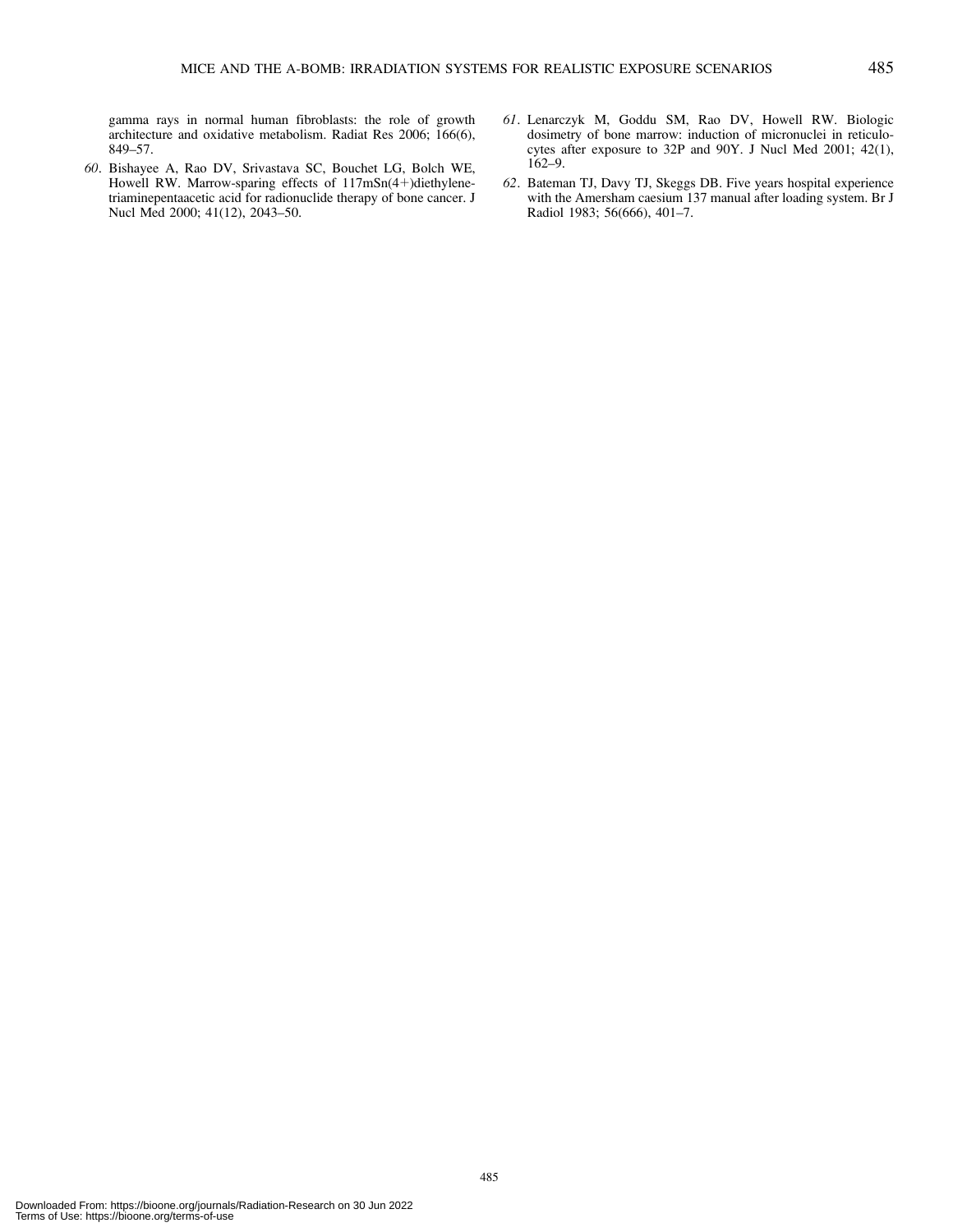gamma rays in normal human fibroblasts: the role of growth architecture and oxidative metabolism. Radiat Res 2006; 166(6), 849–57.

60. Bishayee A, Rao DV, Srivastava SC, Bouchet LG, Bolch WE, Howell RW. Marrow-sparing effects of 117mSn(4+)diethylenetriaminepentaacetic acid for radionuclide therapy of bone cancer. J Nucl Med 2000; 41(12), 2043–50.

61. Lenarczyk M, Goddu SM, Rao DV, Howell RW. Biologic dosimetry of bone marrow: induction of micronuclei in reticulocytes after exposure to 32P and 90Y. J Nucl Med 2001; 42(1), 162–9.

62. Bateman TJ, Davy TJ, Skeggs DB. Five years hospital experience with the Amersham caesium 137 manual after loading system. Br J Radiol 1983; 56(666), 401–7.